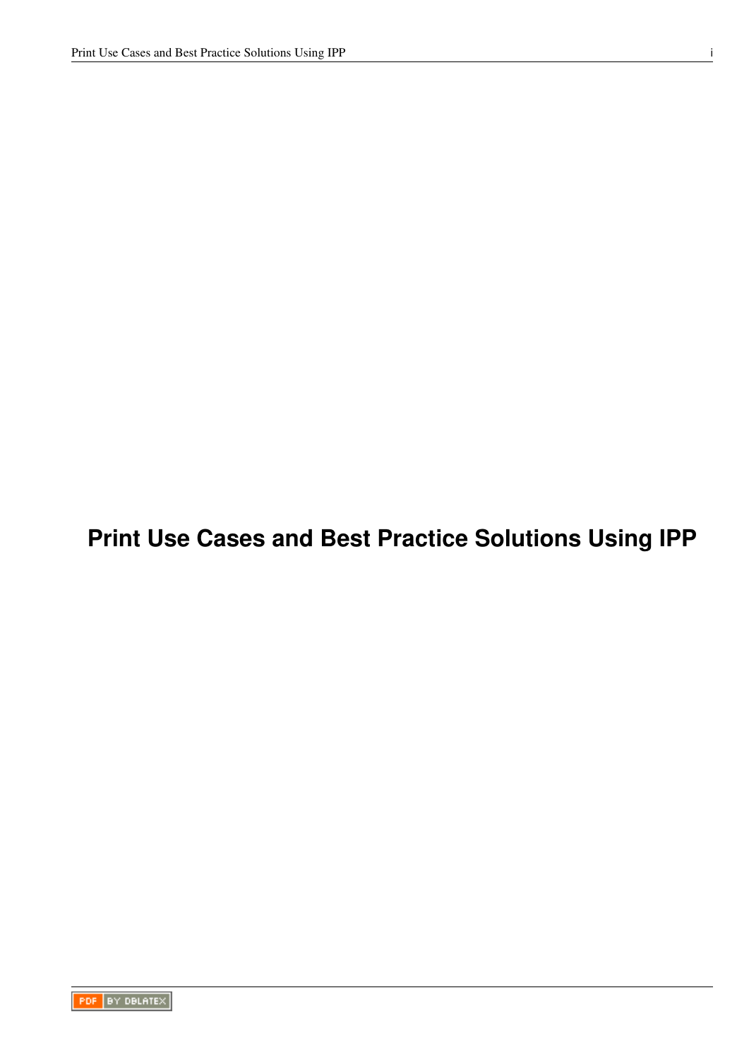# Print Use Cases and Best Practice Solutions Using IPP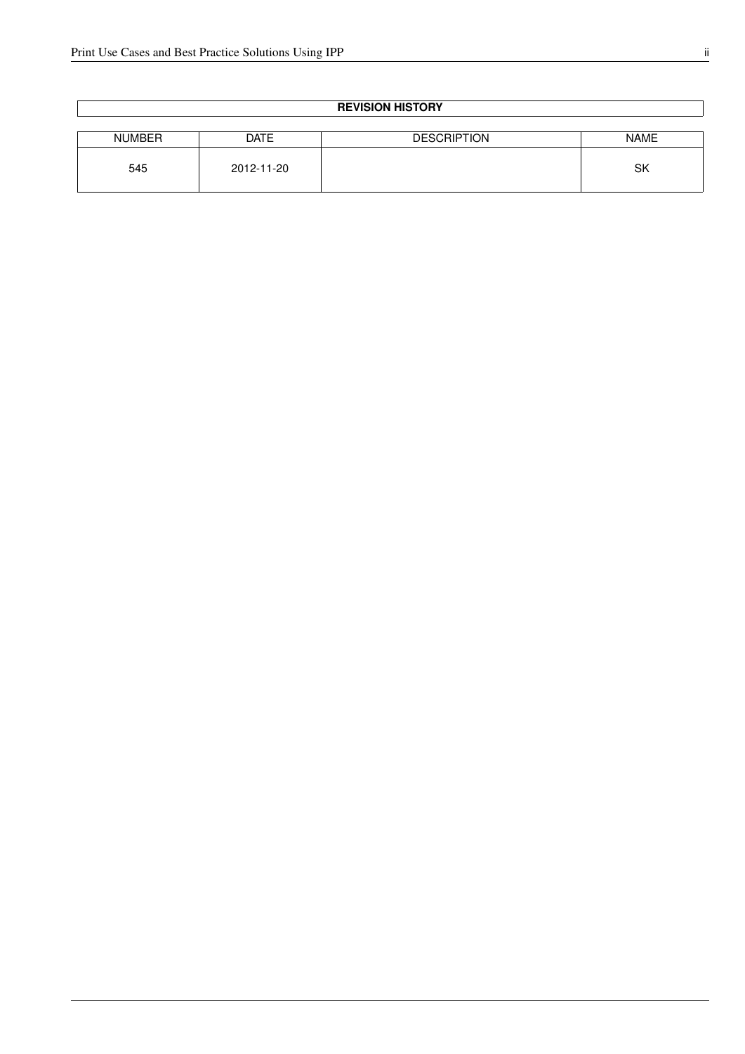| REVISION HISTORY | | | |
|---|---|---|---|
| NUMBER | DATE | DESCRIPTION | NAME |
| 545 | 2012-11-20 | | SK |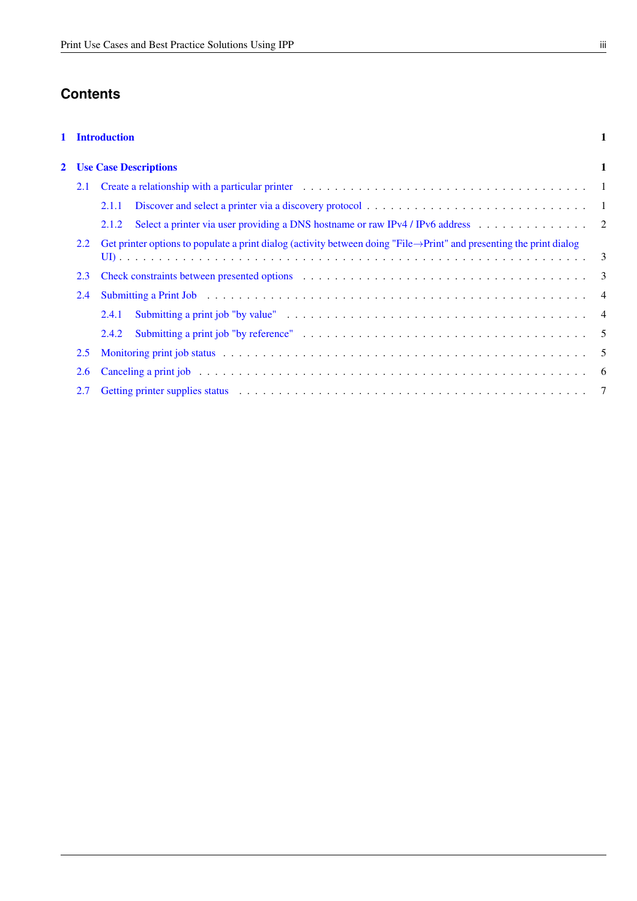# Contents

**1 Introduction** **1**

**2 Use Case Descriptions** **1**

- 2.1 Create a relationship with a particular printer . . . 1
  - 2.1.1 Discover and select a printer via a discovery protocol . . . 1
  - 2.1.2 Select a printer via user providing a DNS hostname or raw IPv4 / IPv6 address . . . 2
- 2.2 Get printer options to populate a print dialog (activity between doing "File→Print" and presenting the print dialog UI) . . . 3
- 2.3 Check constraints between presented options . . . 3
- 2.4 Submitting a Print Job . . . 4
  - 2.4.1 Submitting a print job "by value" . . . 4
  - 2.4.2 Submitting a print job "by reference" . . . 5
- 2.5 Monitoring print job status . . . 5
- 2.6 Canceling a print job . . . 6
- 2.7 Getting printer supplies status . . . 7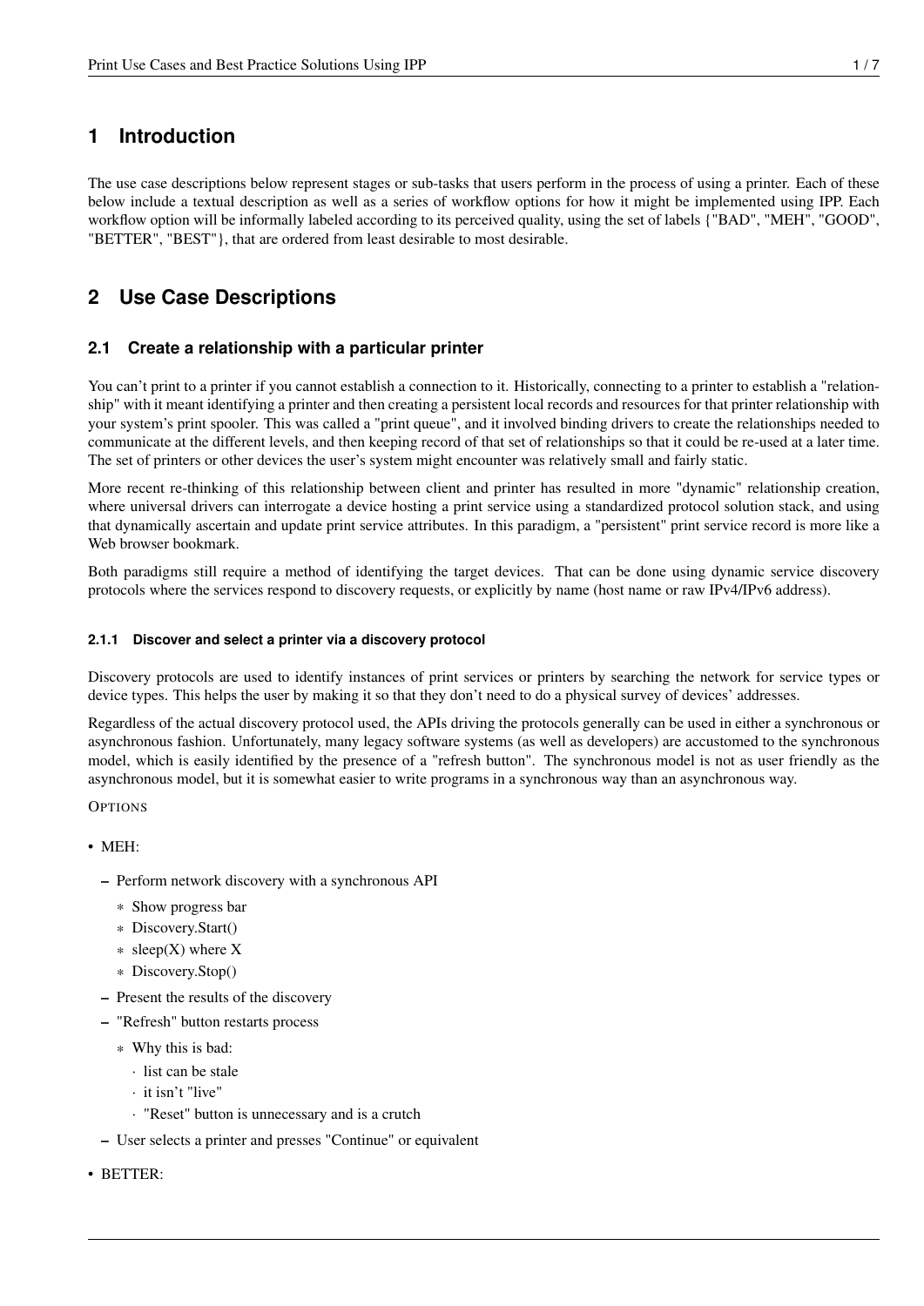# 1 Introduction

The use case descriptions below represent stages or sub-tasks that users perform in the process of using a printer. Each of these below include a textual description as well as a series of workflow options for how it might be implemented using IPP. Each workflow option will be informally labeled according to its perceived quality, using the set of labels {"BAD", "MEH", "GOOD", "BETTER", "BEST"}, that are ordered from least desirable to most desirable.

# 2 Use Case Descriptions

## 2.1 Create a relationship with a particular printer

You can't print to a printer if you cannot establish a connection to it. Historically, connecting to a printer to establish a "relationship" with it meant identifying a printer and then creating a persistent local records and resources for that printer relationship with your system's print spooler. This was called a "print queue", and it involved binding drivers to create the relationships needed to communicate at the different levels, and then keeping record of that set of relationships so that it could be re-used at a later time. The set of printers or other devices the user's system might encounter was relatively small and fairly static.

More recent re-thinking of this relationship between client and printer has resulted in more "dynamic" relationship creation, where universal drivers can interrogate a device hosting a print service using a standardized protocol solution stack, and using that dynamically ascertain and update print service attributes. In this paradigm, a "persistent" print service record is more like a Web browser bookmark.

Both paradigms still require a method of identifying the target devices. That can be done using dynamic service discovery protocols where the services respond to discovery requests, or explicitly by name (host name or raw IPv4/IPv6 address).

### 2.1.1 Discover and select a printer via a discovery protocol

Discovery protocols are used to identify instances of print services or printers by searching the network for service types or device types. This helps the user by making it so that they don't need to do a physical survey of devices' addresses.

Regardless of the actual discovery protocol used, the APIs driving the protocols generally can be used in either a synchronous or asynchronous fashion. Unfortunately, many legacy software systems (as well as developers) are accustomed to the synchronous model, which is easily identified by the presence of a "refresh button". The synchronous model is not as user friendly as the asynchronous model, but it is somewhat easier to write programs in a synchronous way than an asynchronous way.

OPTIONS

- MEH:
  - Perform network discovery with a synchronous API
    - Show progress bar
    - Discovery.Start()
    - sleep(X) where X
    - Discovery.Stop()
  - Present the results of the discovery
  - "Refresh" button restarts process
    - Why this is bad:
      - list can be stale
      - it isn't "live"
      - "Reset" button is unnecessary and is a crutch
  - User selects a printer and presses "Continue" or equivalent
- BETTER: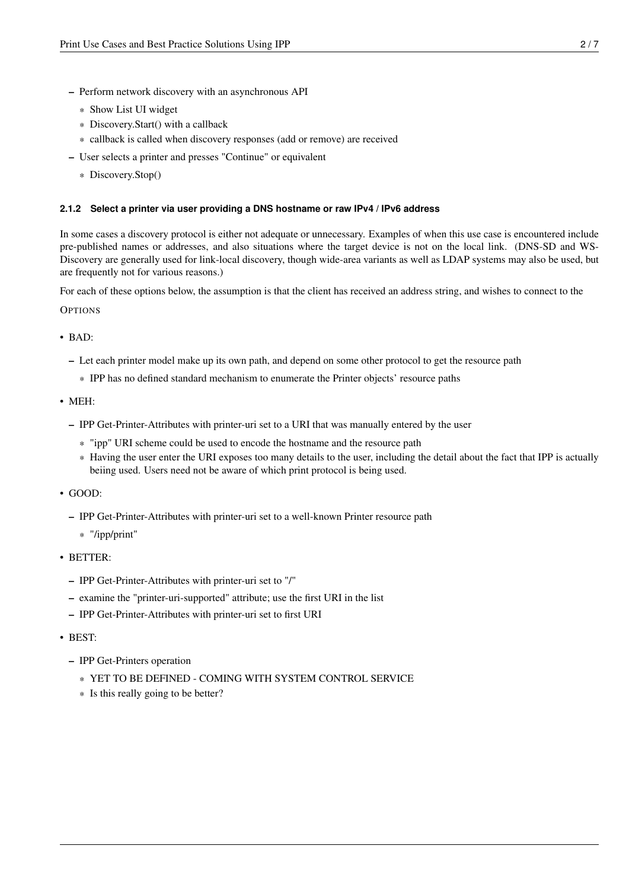- Perform network discovery with an asynchronous API
  - Show List UI widget
  - Discovery.Start() with a callback
  - callback is called when discovery responses (add or remove) are received
- User selects a printer and presses "Continue" or equivalent
  - Discovery.Stop()

#### 2.1.2 Select a printer via user providing a DNS hostname or raw IPv4 / IPv6 address

In some cases a discovery protocol is either not adequate or unnecessary. Examples of when this use case is encountered include pre-published names or addresses, and also situations where the target device is not on the local link. (DNS-SD and WS-Discovery are generally used for link-local discovery, though wide-area variants as well as LDAP systems may also be used, but are frequently not for various reasons.)

For each of these options below, the assumption is that the client has received an address string, and wishes to connect to the

OPTIONS

- BAD:
  - Let each printer model make up its own path, and depend on some other protocol to get the resource path
    - IPP has no defined standard mechanism to enumerate the Printer objects' resource paths
- MEH:
  - IPP Get-Printer-Attributes with printer-uri set to a URI that was manually entered by the user
    - "ipp" URI scheme could be used to encode the hostname and the resource path
    - Having the user enter the URI exposes too many details to the user, including the detail about the fact that IPP is actually beiing used. Users need not be aware of which print protocol is being used.
- GOOD:
  - IPP Get-Printer-Attributes with printer-uri set to a well-known Printer resource path
    - "/ipp/print"
- BETTER:
  - IPP Get-Printer-Attributes with printer-uri set to "/"
  - examine the "printer-uri-supported" attribute; use the first URI in the list
  - IPP Get-Printer-Attributes with printer-uri set to first URI
- BEST:
  - IPP Get-Printers operation
    - YET TO BE DEFINED - COMING WITH SYSTEM CONTROL SERVICE
    - Is this really going to be better?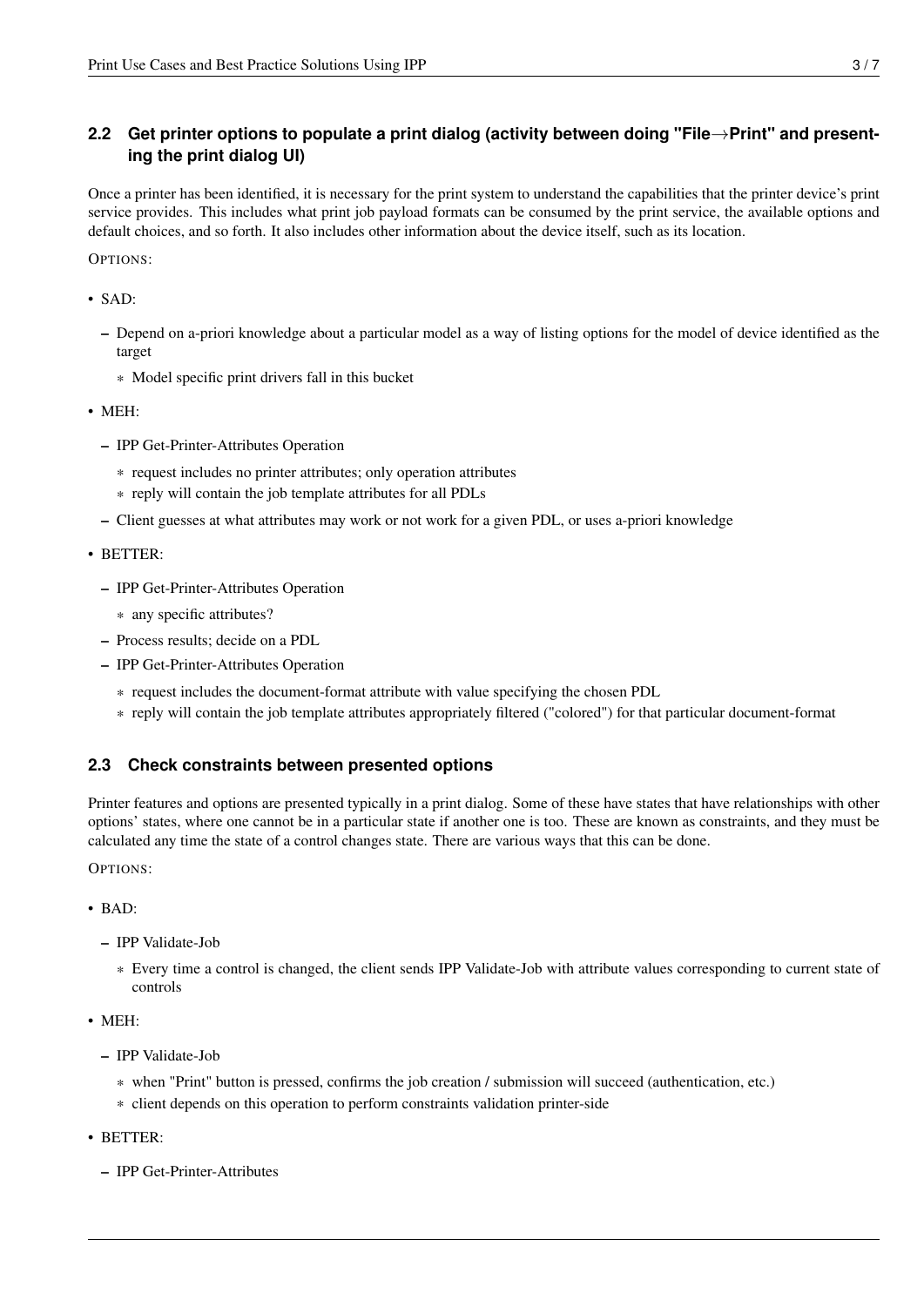### 2.2 Get printer options to populate a print dialog (activity between doing "File→Print" and presenting the print dialog UI)

Once a printer has been identified, it is necessary for the print system to understand the capabilities that the printer device's print service provides. This includes what print job payload formats can be consumed by the print service, the available options and default choices, and so forth. It also includes other information about the device itself, such as its location.

OPTIONS:

- SAD:
  - Depend on a-priori knowledge about a particular model as a way of listing options for the model of device identified as the target
    - Model specific print drivers fall in this bucket
- MEH:
  - IPP Get-Printer-Attributes Operation
    - request includes no printer attributes; only operation attributes
    - reply will contain the job template attributes for all PDLs
  - Client guesses at what attributes may work or not work for a given PDL, or uses a-priori knowledge
- BETTER:
  - IPP Get-Printer-Attributes Operation
    - any specific attributes?
  - Process results; decide on a PDL
  - IPP Get-Printer-Attributes Operation
    - request includes the document-format attribute with value specifying the chosen PDL
    - reply will contain the job template attributes appropriately filtered ("colored") for that particular document-format

### 2.3 Check constraints between presented options

Printer features and options are presented typically in a print dialog. Some of these have states that have relationships with other options' states, where one cannot be in a particular state if another one is too. These are known as constraints, and they must be calculated any time the state of a control changes state. There are various ways that this can be done.

OPTIONS:

- BAD:
  - IPP Validate-Job
    - Every time a control is changed, the client sends IPP Validate-Job with attribute values corresponding to current state of controls
- MEH:
  - IPP Validate-Job
    - when "Print" button is pressed, confirms the job creation / submission will succeed (authentication, etc.)
    - client depends on this operation to perform constraints validation printer-side
- BETTER:
  - IPP Get-Printer-Attributes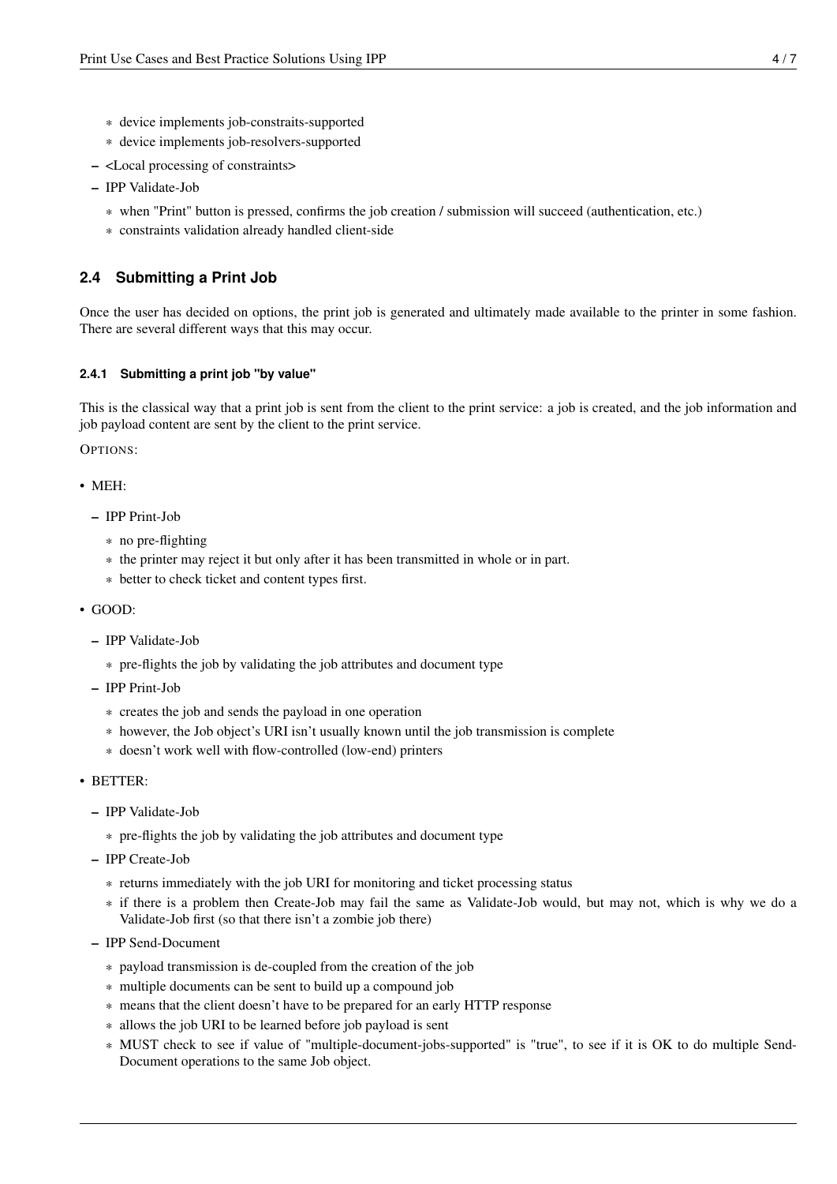- device implements job-constraits-supported
    - device implements job-resolvers-supported
  - <Local processing of constraints>
  - IPP Validate-Job
    - when "Print" button is pressed, confirms the job creation / submission will succeed (authentication, etc.)
    - constraints validation already handled client-side

### 2.4 Submitting a Print Job

Once the user has decided on options, the print job is generated and ultimately made available to the printer in some fashion. There are several different ways that this may occur.

#### 2.4.1 Submitting a print job "by value"

This is the classical way that a print job is sent from the client to the print service: a job is created, and the job information and job payload content are sent by the client to the print service.

OPTIONS:

- MEH:
  - IPP Print-Job
    - no pre-flighting
    - the printer may reject it but only after it has been transmitted in whole or in part.
    - better to check ticket and content types first.
- GOOD:
  - IPP Validate-Job
    - pre-flights the job by validating the job attributes and document type
  - IPP Print-Job
    - creates the job and sends the payload in one operation
    - however, the Job object's URI isn't usually known until the job transmission is complete
    - doesn't work well with flow-controlled (low-end) printers
- BETTER:
  - IPP Validate-Job
    - pre-flights the job by validating the job attributes and document type
  - IPP Create-Job
    - returns immediately with the job URI for monitoring and ticket processing status
    - if there is a problem then Create-Job may fail the same as Validate-Job would, but may not, which is why we do a Validate-Job first (so that there isn't a zombie job there)
  - IPP Send-Document
    - payload transmission is de-coupled from the creation of the job
    - multiple documents can be sent to build up a compound job
    - means that the client doesn't have to be prepared for an early HTTP response
    - allows the job URI to be learned before job payload is sent
    - MUST check to see if value of "multiple-document-jobs-supported" is "true", to see if it is OK to do multiple Send-Document operations to the same Job object.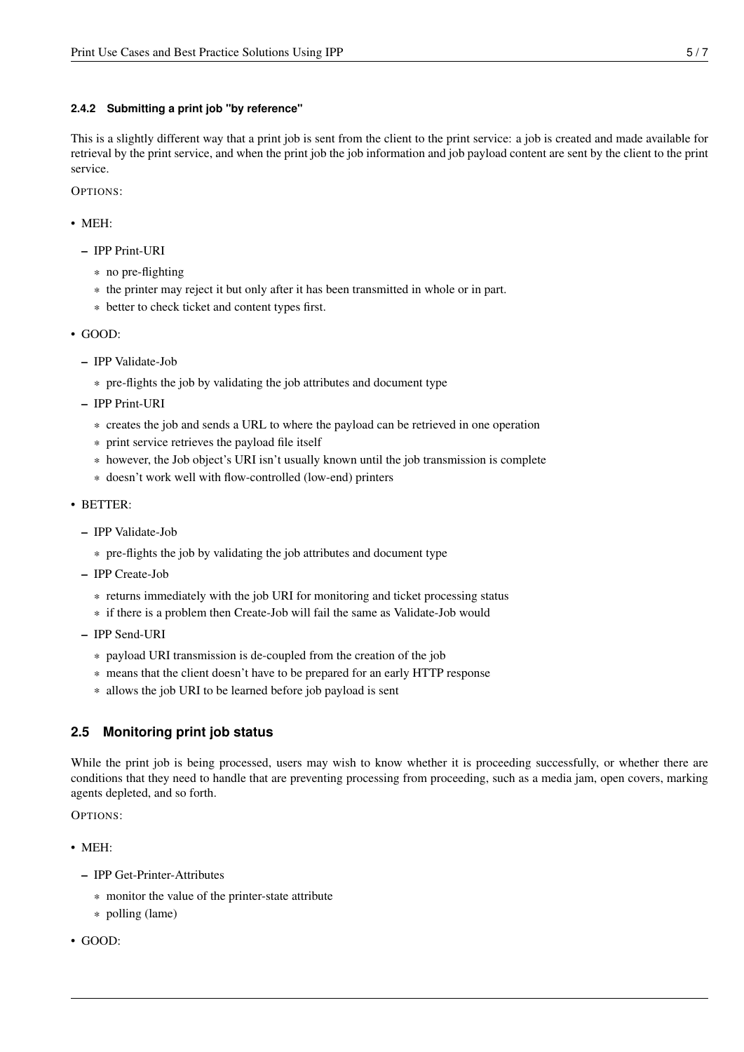#### 2.4.2 Submitting a print job "by reference"

This is a slightly different way that a print job is sent from the client to the print service: a job is created and made available for retrieval by the print service, and when the print job the job information and job payload content are sent by the client to the print service.

OPTIONS:

- MEH:
  - IPP Print-URI
    * no pre-flighting
    * the printer may reject it but only after it has been transmitted in whole or in part.
    * better to check ticket and content types first.
- GOOD:
  - IPP Validate-Job
    * pre-flights the job by validating the job attributes and document type
  - IPP Print-URI
    * creates the job and sends a URL to where the payload can be retrieved in one operation
    * print service retrieves the payload file itself
    * however, the Job object's URI isn't usually known until the job transmission is complete
    * doesn't work well with flow-controlled (low-end) printers
- BETTER:
  - IPP Validate-Job
    * pre-flights the job by validating the job attributes and document type
  - IPP Create-Job
    * returns immediately with the job URI for monitoring and ticket processing status
    * if there is a problem then Create-Job will fail the same as Validate-Job would
  - IPP Send-URI
    * payload URI transmission is de-coupled from the creation of the job
    * means that the client doesn't have to be prepared for an early HTTP response
    * allows the job URI to be learned before job payload is sent

### 2.5 Monitoring print job status

While the print job is being processed, users may wish to know whether it is proceeding successfully, or whether there are conditions that they need to handle that are preventing processing from proceeding, such as a media jam, open covers, marking agents depleted, and so forth.

OPTIONS:

- MEH:
  - IPP Get-Printer-Attributes
    * monitor the value of the printer-state attribute
    * polling (lame)
- GOOD: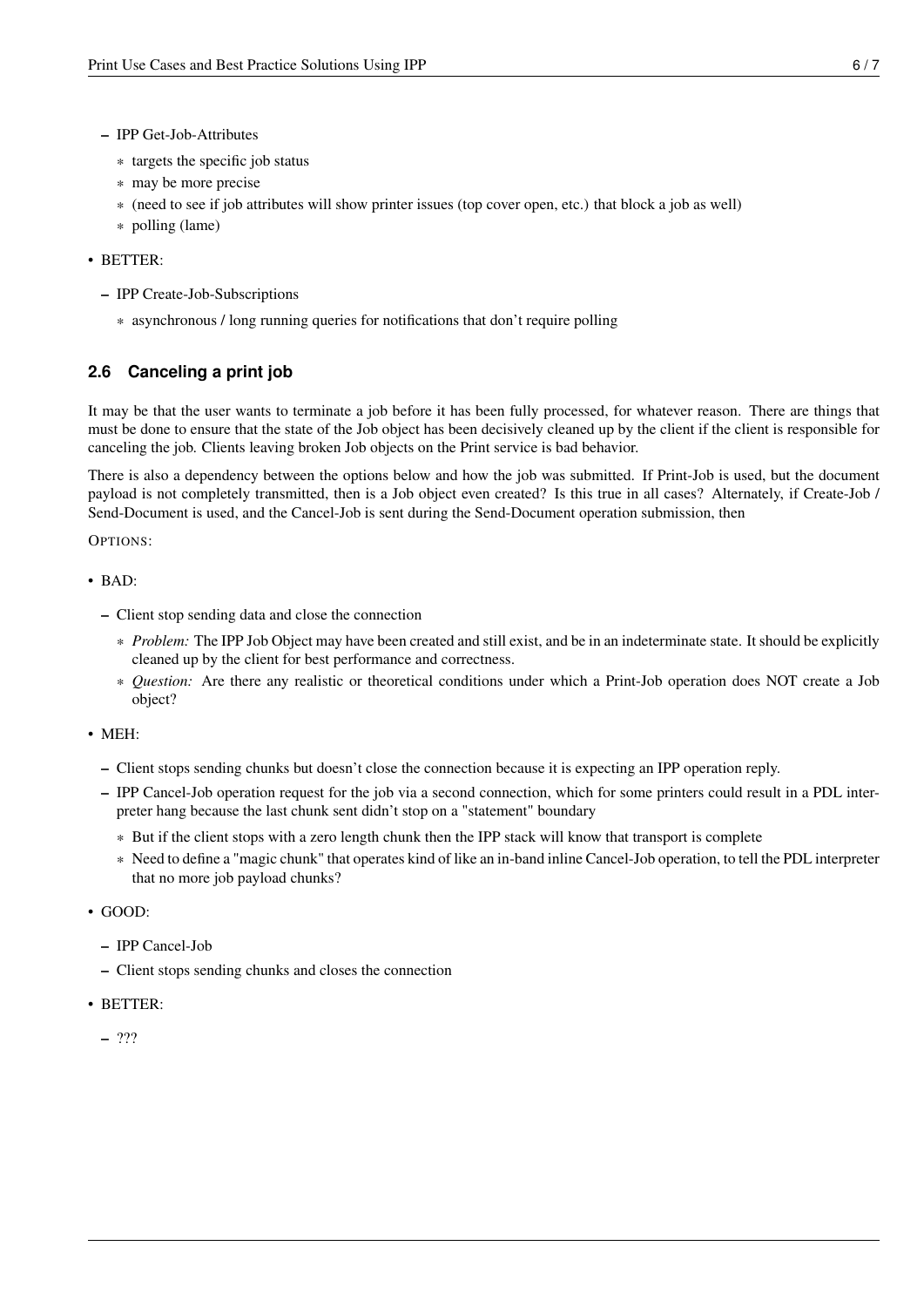- IPP Get-Job-Attributes
  * targets the specific job status
  * may be more precise
  * (need to see if job attributes will show printer issues (top cover open, etc.) that block a job as well)
  * polling (lame)

- BETTER:
  - IPP Create-Job-Subscriptions
    * asynchronous / long running queries for notifications that don't require polling

### 2.6 Canceling a print job

It may be that the user wants to terminate a job before it has been fully processed, for whatever reason. There are things that must be done to ensure that the state of the Job object has been decisively cleaned up by the client if the client is responsible for canceling the job. Clients leaving broken Job objects on the Print service is bad behavior.

There is also a dependency between the options below and how the job was submitted. If Print-Job is used, but the document payload is not completely transmitted, then is a Job object even created? Is this true in all cases? Alternately, if Create-Job / Send-Document is used, and the Cancel-Job is sent during the Send-Document operation submission, then

OPTIONS:

- BAD:
  - Client stop sending data and close the connection
    * *Problem:* The IPP Job Object may have been created and still exist, and be in an indeterminate state. It should be explicitly cleaned up by the client for best performance and correctness.
    * *Question:* Are there any realistic or theoretical conditions under which a Print-Job operation does NOT create a Job object?

- MEH:
  - Client stops sending chunks but doesn't close the connection because it is expecting an IPP operation reply.
  - IPP Cancel-Job operation request for the job via a second connection, which for some printers could result in a PDL interpreter hang because the last chunk sent didn't stop on a "statement" boundary
    * But if the client stops with a zero length chunk then the IPP stack will know that transport is complete
    * Need to define a "magic chunk" that operates kind of like an in-band inline Cancel-Job operation, to tell the PDL interpreter that no more job payload chunks?

- GOOD:
  - IPP Cancel-Job
  - Client stops sending chunks and closes the connection

- BETTER:
  - ???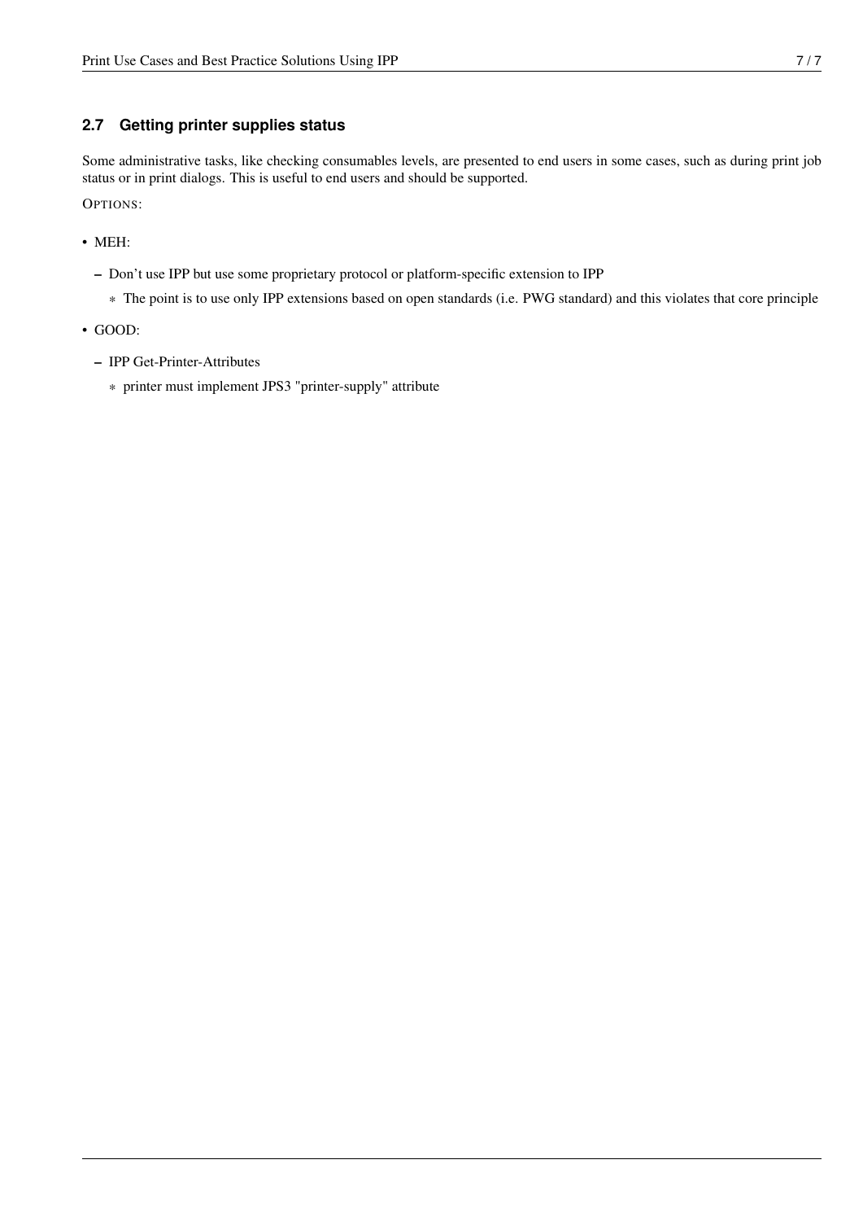### 2.7 Getting printer supplies status

Some administrative tasks, like checking consumables levels, are presented to end users in some cases, such as during print job status or in print dialogs. This is useful to end users and should be supported.

OPTIONS:

- MEH:
  - Don’t use IPP but use some proprietary protocol or platform-specific extension to IPP
    - The point is to use only IPP extensions based on open standards (i.e. PWG standard) and this violates that core principle
- GOOD:
  - IPP Get-Printer-Attributes
    - printer must implement JPS3 "printer-supply" attribute